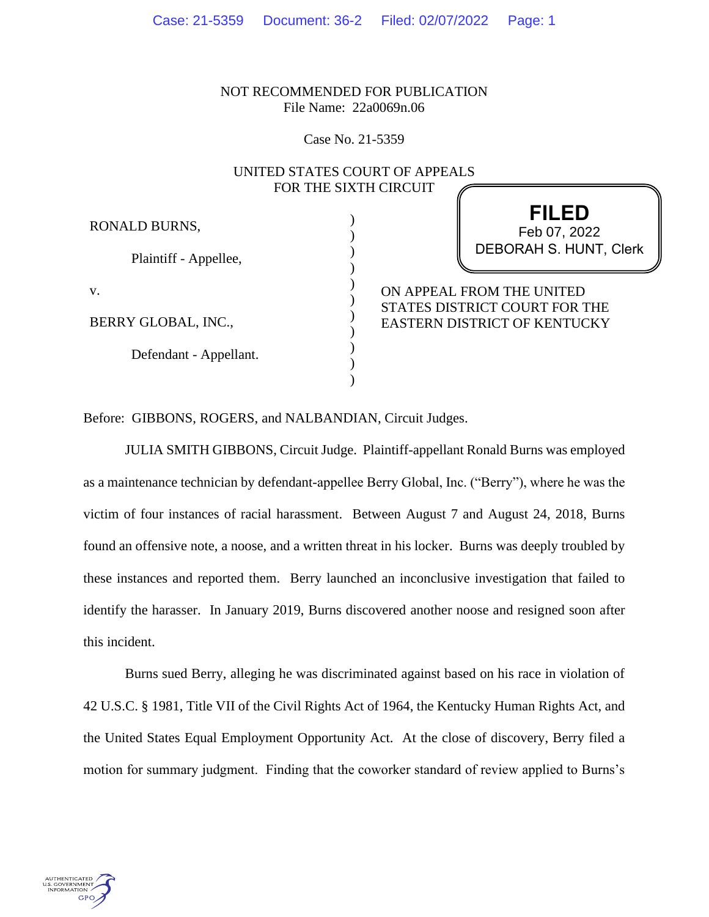NOT RECOMMENDED FOR PUBLICATION
File Name: 22a0069n.06

Case No. 21-5359

UNITED STATES COURT OF APPEALS
FOR THE SIXTH CIRCUIT

**FILED**
Feb 07, 2022
DEBORAH S. HUNT, Clerk

RONALD BURNS,

Plaintiff - Appellee,

v.

BERRY GLOBAL, INC.,

Defendant - Appellant.

ON APPEAL FROM THE UNITED STATES DISTRICT COURT FOR THE EASTERN DISTRICT OF KENTUCKY

Before: GIBBONS, ROGERS, and NALBANDIAN, Circuit Judges.

JULIA SMITH GIBBONS, Circuit Judge. Plaintiff-appellant Ronald Burns was employed as a maintenance technician by defendant-appellee Berry Global, Inc. ("Berry"), where he was the victim of four instances of racial harassment. Between August 7 and August 24, 2018, Burns found an offensive note, a noose, and a written threat in his locker. Burns was deeply troubled by these instances and reported them. Berry launched an inconclusive investigation that failed to identify the harasser. In January 2019, Burns discovered another noose and resigned soon after this incident.

Burns sued Berry, alleging he was discriminated against based on his race in violation of 42 U.S.C. § 1981, Title VII of the Civil Rights Act of 1964, the Kentucky Human Rights Act, and the United States Equal Employment Opportunity Act. At the close of discovery, Berry filed a motion for summary judgment. Finding that the coworker standard of review applied to Burns's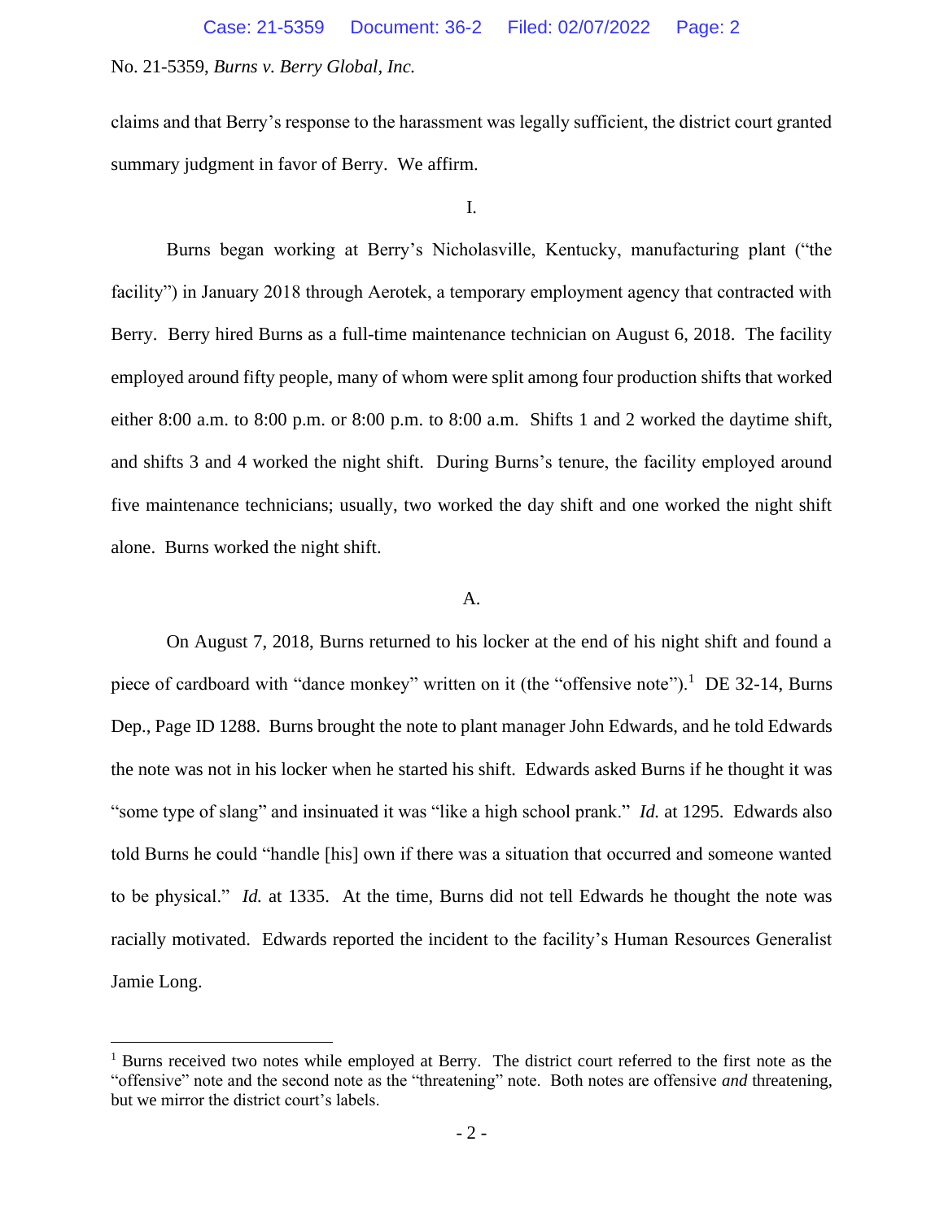claims and that Berry's response to the harassment was legally sufficient, the district court granted summary judgment in favor of Berry. We affirm.

I.

Burns began working at Berry's Nicholasville, Kentucky, manufacturing plant ("the facility") in January 2018 through Aerotek, a temporary employment agency that contracted with Berry. Berry hired Burns as a full-time maintenance technician on August 6, 2018. The facility employed around fifty people, many of whom were split among four production shifts that worked either 8:00 a.m. to 8:00 p.m. or 8:00 p.m. to 8:00 a.m. Shifts 1 and 2 worked the daytime shift, and shifts 3 and 4 worked the night shift. During Burns's tenure, the facility employed around five maintenance technicians; usually, two worked the day shift and one worked the night shift alone. Burns worked the night shift.

A.

On August 7, 2018, Burns returned to his locker at the end of his night shift and found a piece of cardboard with "dance monkey" written on it (the "offensive note").[1] DE 32-14, Burns Dep., Page ID 1288. Burns brought the note to plant manager John Edwards, and he told Edwards the note was not in his locker when he started his shift. Edwards asked Burns if he thought it was "some type of slang" and insinuated it was "like a high school prank." *Id.* at 1295. Edwards also told Burns he could "handle [his] own if there was a situation that occurred and someone wanted to be physical." *Id.* at 1335. At the time, Burns did not tell Edwards he thought the note was racially motivated. Edwards reported the incident to the facility's Human Resources Generalist Jamie Long.

[1] Burns received two notes while employed at Berry. The district court referred to the first note as the "offensive" note and the second note as the "threatening" note. Both notes are offensive *and* threatening, but we mirror the district court's labels.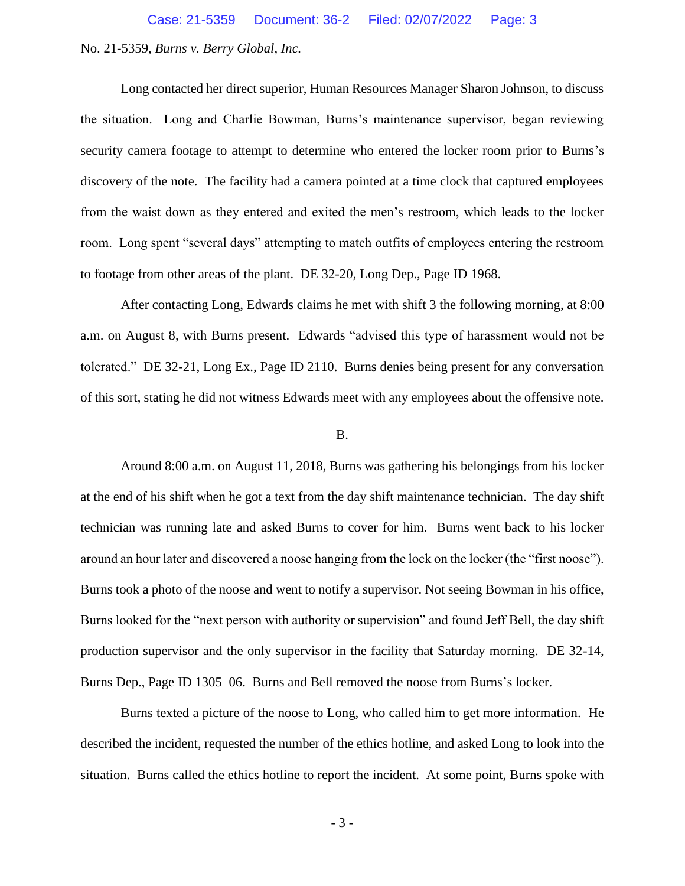Long contacted her direct superior, Human Resources Manager Sharon Johnson, to discuss the situation. Long and Charlie Bowman, Burns's maintenance supervisor, began reviewing security camera footage to attempt to determine who entered the locker room prior to Burns's discovery of the note. The facility had a camera pointed at a time clock that captured employees from the waist down as they entered and exited the men's restroom, which leads to the locker room. Long spent "several days" attempting to match outfits of employees entering the restroom to footage from other areas of the plant. DE 32-20, Long Dep., Page ID 1968.

After contacting Long, Edwards claims he met with shift 3 the following morning, at 8:00 a.m. on August 8, with Burns present. Edwards "advised this type of harassment would not be tolerated." DE 32-21, Long Ex., Page ID 2110. Burns denies being present for any conversation of this sort, stating he did not witness Edwards meet with any employees about the offensive note.

B.

Around 8:00 a.m. on August 11, 2018, Burns was gathering his belongings from his locker at the end of his shift when he got a text from the day shift maintenance technician. The day shift technician was running late and asked Burns to cover for him. Burns went back to his locker around an hour later and discovered a noose hanging from the lock on the locker (the "first noose"). Burns took a photo of the noose and went to notify a supervisor. Not seeing Bowman in his office, Burns looked for the "next person with authority or supervision" and found Jeff Bell, the day shift production supervisor and the only supervisor in the facility that Saturday morning. DE 32-14, Burns Dep., Page ID 1305–06. Burns and Bell removed the noose from Burns's locker.

Burns texted a picture of the noose to Long, who called him to get more information. He described the incident, requested the number of the ethics hotline, and asked Long to look into the situation. Burns called the ethics hotline to report the incident. At some point, Burns spoke with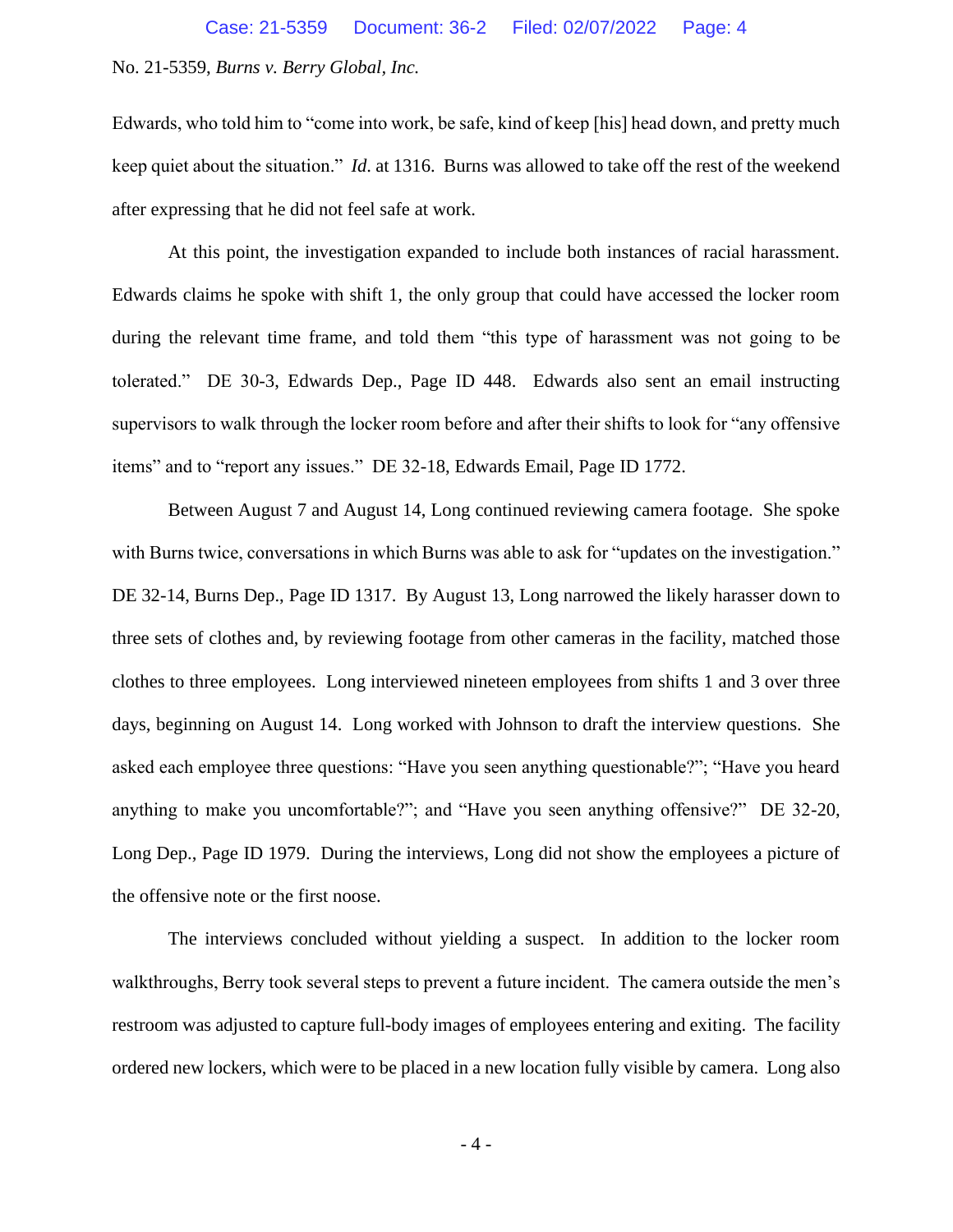Edwards, who told him to "come into work, be safe, kind of keep [his] head down, and pretty much keep quiet about the situation." *Id*. at 1316. Burns was allowed to take off the rest of the weekend after expressing that he did not feel safe at work.

At this point, the investigation expanded to include both instances of racial harassment. Edwards claims he spoke with shift 1, the only group that could have accessed the locker room during the relevant time frame, and told them "this type of harassment was not going to be tolerated." DE 30-3, Edwards Dep., Page ID 448. Edwards also sent an email instructing supervisors to walk through the locker room before and after their shifts to look for "any offensive items" and to "report any issues." DE 32-18, Edwards Email, Page ID 1772.

Between August 7 and August 14, Long continued reviewing camera footage. She spoke with Burns twice, conversations in which Burns was able to ask for "updates on the investigation." DE 32-14, Burns Dep., Page ID 1317. By August 13, Long narrowed the likely harasser down to three sets of clothes and, by reviewing footage from other cameras in the facility, matched those clothes to three employees. Long interviewed nineteen employees from shifts 1 and 3 over three days, beginning on August 14. Long worked with Johnson to draft the interview questions. She asked each employee three questions: "Have you seen anything questionable?"; "Have you heard anything to make you uncomfortable?"; and "Have you seen anything offensive?" DE 32-20, Long Dep., Page ID 1979. During the interviews, Long did not show the employees a picture of the offensive note or the first noose.

The interviews concluded without yielding a suspect. In addition to the locker room walkthroughs, Berry took several steps to prevent a future incident. The camera outside the men's restroom was adjusted to capture full-body images of employees entering and exiting. The facility ordered new lockers, which were to be placed in a new location fully visible by camera. Long also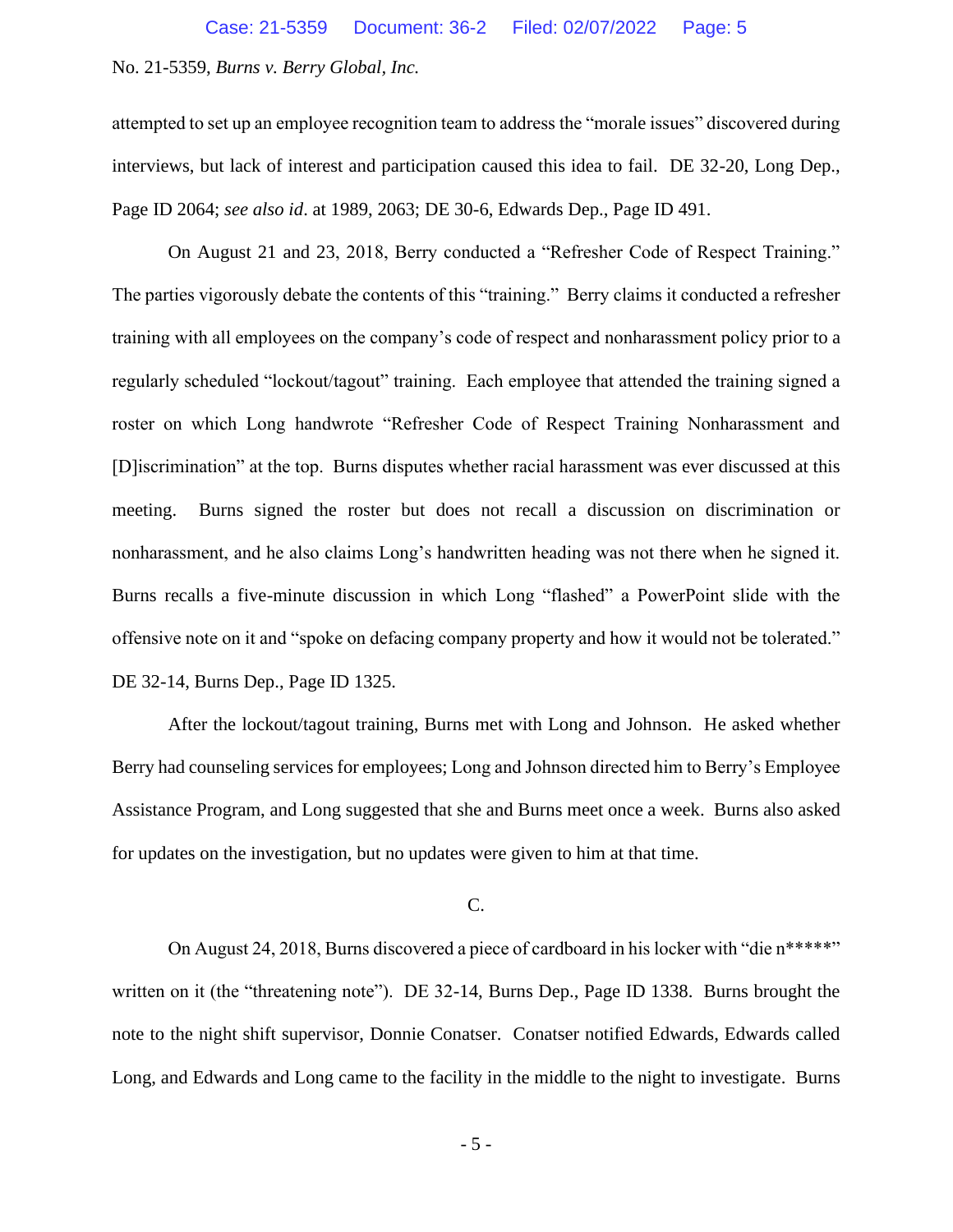attempted to set up an employee recognition team to address the "morale issues" discovered during interviews, but lack of interest and participation caused this idea to fail. DE 32-20, Long Dep., Page ID 2064; *see also id*. at 1989, 2063; DE 30-6, Edwards Dep., Page ID 491.

On August 21 and 23, 2018, Berry conducted a "Refresher Code of Respect Training." The parties vigorously debate the contents of this "training." Berry claims it conducted a refresher training with all employees on the company's code of respect and nonharassment policy prior to a regularly scheduled "lockout/tagout" training. Each employee that attended the training signed a roster on which Long handwrote "Refresher Code of Respect Training Nonharassment and [D]iscrimination" at the top. Burns disputes whether racial harassment was ever discussed at this meeting. Burns signed the roster but does not recall a discussion on discrimination or nonharassment, and he also claims Long's handwritten heading was not there when he signed it. Burns recalls a five-minute discussion in which Long "flashed" a PowerPoint slide with the offensive note on it and "spoke on defacing company property and how it would not be tolerated." DE 32-14, Burns Dep., Page ID 1325.

After the lockout/tagout training, Burns met with Long and Johnson. He asked whether Berry had counseling services for employees; Long and Johnson directed him to Berry's Employee Assistance Program, and Long suggested that she and Burns meet once a week. Burns also asked for updates on the investigation, but no updates were given to him at that time.

### C.

On August 24, 2018, Burns discovered a piece of cardboard in his locker with "die n*****" written on it (the "threatening note"). DE 32-14, Burns Dep., Page ID 1338. Burns brought the note to the night shift supervisor, Donnie Conatser. Conatser notified Edwards, Edwards called Long, and Edwards and Long came to the facility in the middle to the night to investigate. Burns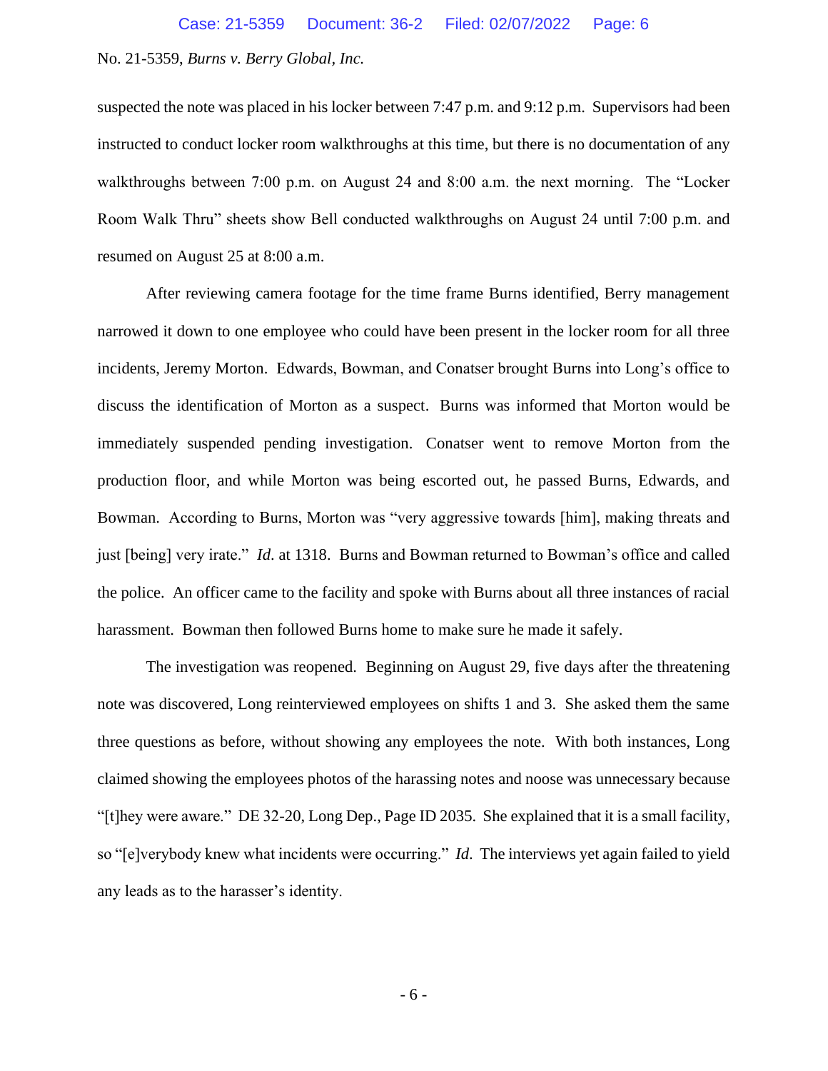suspected the note was placed in his locker between 7:47 p.m. and 9:12 p.m. Supervisors had been instructed to conduct locker room walkthroughs at this time, but there is no documentation of any walkthroughs between 7:00 p.m. on August 24 and 8:00 a.m. the next morning. The "Locker Room Walk Thru" sheets show Bell conducted walkthroughs on August 24 until 7:00 p.m. and resumed on August 25 at 8:00 a.m.

After reviewing camera footage for the time frame Burns identified, Berry management narrowed it down to one employee who could have been present in the locker room for all three incidents, Jeremy Morton. Edwards, Bowman, and Conatser brought Burns into Long's office to discuss the identification of Morton as a suspect. Burns was informed that Morton would be immediately suspended pending investigation. Conatser went to remove Morton from the production floor, and while Morton was being escorted out, he passed Burns, Edwards, and Bowman. According to Burns, Morton was "very aggressive towards [him], making threats and just [being] very irate." *Id.* at 1318. Burns and Bowman returned to Bowman's office and called the police. An officer came to the facility and spoke with Burns about all three instances of racial harassment. Bowman then followed Burns home to make sure he made it safely.

The investigation was reopened. Beginning on August 29, five days after the threatening note was discovered, Long reinterviewed employees on shifts 1 and 3. She asked them the same three questions as before, without showing any employees the note. With both instances, Long claimed showing the employees photos of the harassing notes and noose was unnecessary because "[t]hey were aware." DE 32-20, Long Dep., Page ID 2035. She explained that it is a small facility, so "[e]verybody knew what incidents were occurring." *Id.* The interviews yet again failed to yield any leads as to the harasser's identity.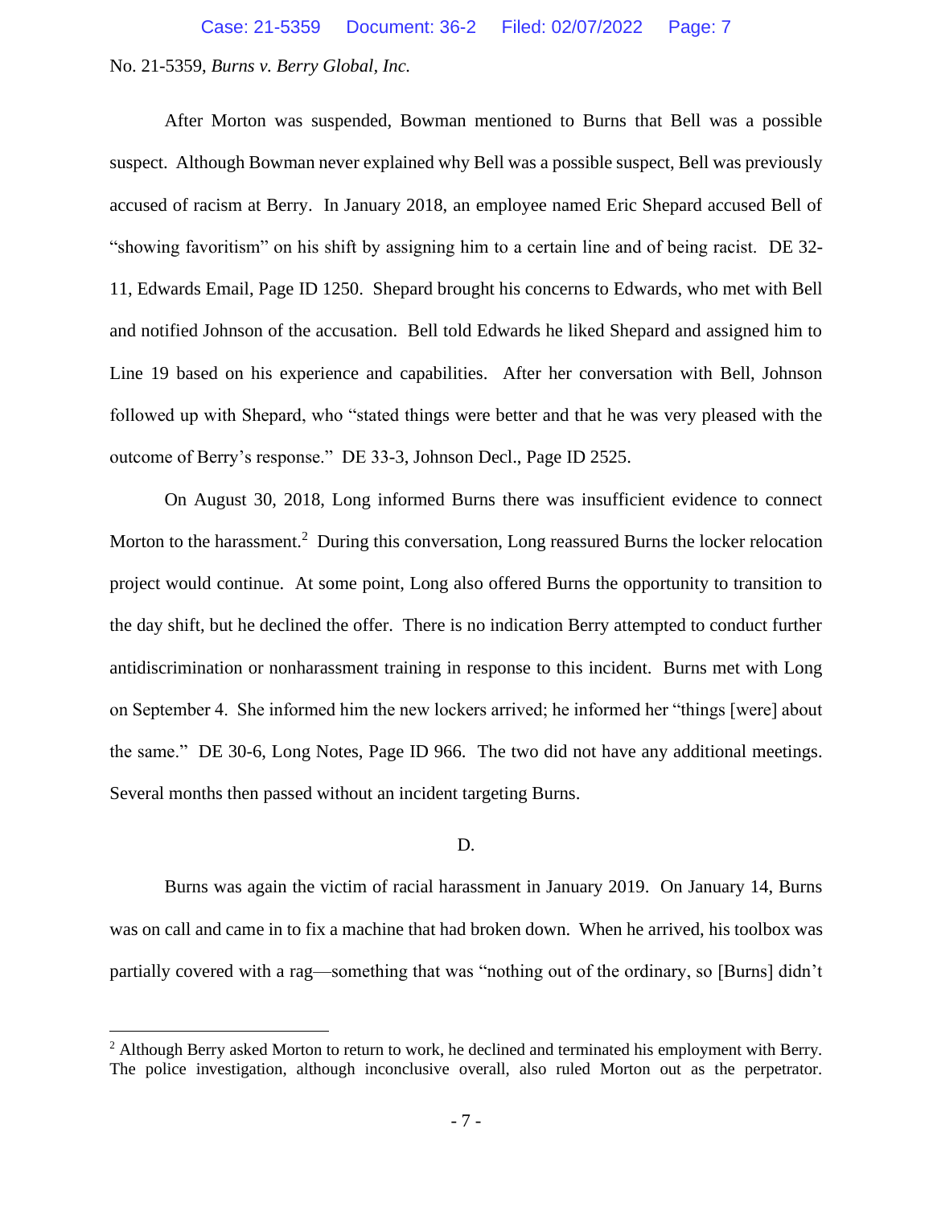After Morton was suspended, Bowman mentioned to Burns that Bell was a possible suspect. Although Bowman never explained why Bell was a possible suspect, Bell was previously accused of racism at Berry. In January 2018, an employee named Eric Shepard accused Bell of "showing favoritism" on his shift by assigning him to a certain line and of being racist. DE 32-11, Edwards Email, Page ID 1250. Shepard brought his concerns to Edwards, who met with Bell and notified Johnson of the accusation. Bell told Edwards he liked Shepard and assigned him to Line 19 based on his experience and capabilities. After her conversation with Bell, Johnson followed up with Shepard, who "stated things were better and that he was very pleased with the outcome of Berry's response." DE 33-3, Johnson Decl., Page ID 2525.

On August 30, 2018, Long informed Burns there was insufficient evidence to connect Morton to the harassment.[2] During this conversation, Long reassured Burns the locker relocation project would continue. At some point, Long also offered Burns the opportunity to transition to the day shift, but he declined the offer. There is no indication Berry attempted to conduct further antidiscrimination or nonharassment training in response to this incident. Burns met with Long on September 4. She informed him the new lockers arrived; he informed her "things [were] about the same." DE 30-6, Long Notes, Page ID 966. The two did not have any additional meetings. Several months then passed without an incident targeting Burns.

### D.

Burns was again the victim of racial harassment in January 2019. On January 14, Burns was on call and came in to fix a machine that had broken down. When he arrived, his toolbox was partially covered with a rag—something that was "nothing out of the ordinary, so [Burns] didn't

---

[2] Although Berry asked Morton to return to work, he declined and terminated his employment with Berry. The police investigation, although inconclusive overall, also ruled Morton out as the perpetrator.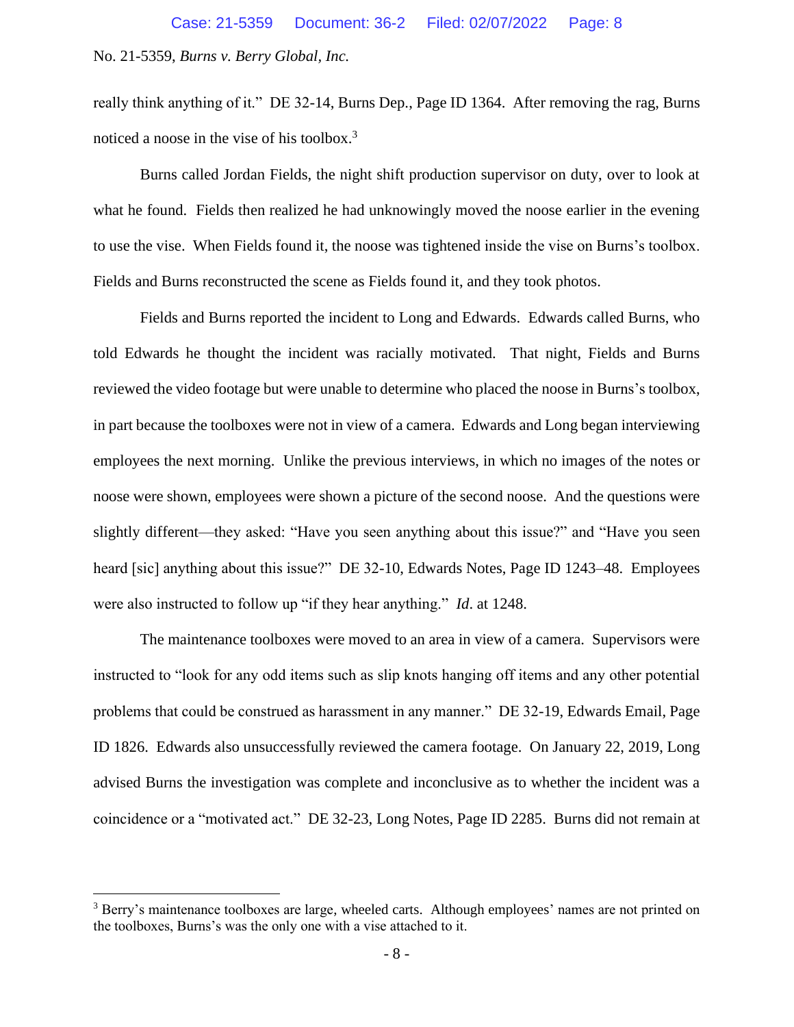really think anything of it." DE 32-14, Burns Dep., Page ID 1364. After removing the rag, Burns noticed a noose in the vise of his toolbox.[3]

Burns called Jordan Fields, the night shift production supervisor on duty, over to look at what he found. Fields then realized he had unknowingly moved the noose earlier in the evening to use the vise. When Fields found it, the noose was tightened inside the vise on Burns's toolbox. Fields and Burns reconstructed the scene as Fields found it, and they took photos.

Fields and Burns reported the incident to Long and Edwards. Edwards called Burns, who told Edwards he thought the incident was racially motivated. That night, Fields and Burns reviewed the video footage but were unable to determine who placed the noose in Burns's toolbox, in part because the toolboxes were not in view of a camera. Edwards and Long began interviewing employees the next morning. Unlike the previous interviews, in which no images of the notes or noose were shown, employees were shown a picture of the second noose. And the questions were slightly different—they asked: "Have you seen anything about this issue?" and "Have you seen heard [sic] anything about this issue?" DE 32-10, Edwards Notes, Page ID 1243–48. Employees were also instructed to follow up "if they hear anything." *Id*. at 1248.

The maintenance toolboxes were moved to an area in view of a camera. Supervisors were instructed to "look for any odd items such as slip knots hanging off items and any other potential problems that could be construed as harassment in any manner." DE 32-19, Edwards Email, Page ID 1826. Edwards also unsuccessfully reviewed the camera footage. On January 22, 2019, Long advised Burns the investigation was complete and inconclusive as to whether the incident was a coincidence or a "motivated act." DE 32-23, Long Notes, Page ID 2285. Burns did not remain at

---

[3] Berry's maintenance toolboxes are large, wheeled carts. Although employees' names are not printed on the toolboxes, Burns's was the only one with a vise attached to it.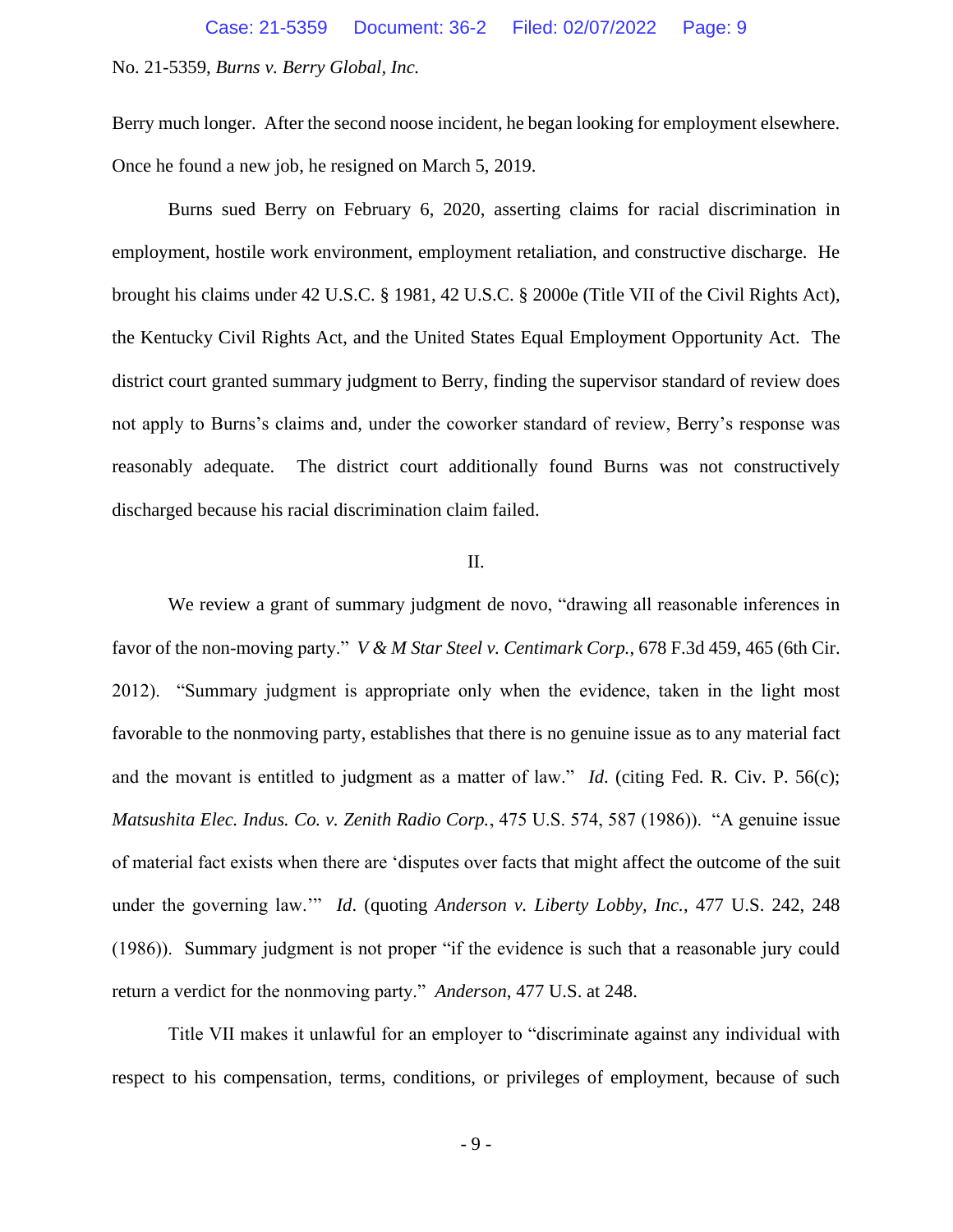Berry much longer. After the second noose incident, he began looking for employment elsewhere. Once he found a new job, he resigned on March 5, 2019.

Burns sued Berry on February 6, 2020, asserting claims for racial discrimination in employment, hostile work environment, employment retaliation, and constructive discharge. He brought his claims under 42 U.S.C. § 1981, 42 U.S.C. § 2000e (Title VII of the Civil Rights Act), the Kentucky Civil Rights Act, and the United States Equal Employment Opportunity Act. The district court granted summary judgment to Berry, finding the supervisor standard of review does not apply to Burns's claims and, under the coworker standard of review, Berry's response was reasonably adequate. The district court additionally found Burns was not constructively discharged because his racial discrimination claim failed.

## II.

We review a grant of summary judgment de novo, "drawing all reasonable inferences in favor of the non-moving party." *V & M Star Steel v. Centimark Corp.*, 678 F.3d 459, 465 (6th Cir. 2012). "Summary judgment is appropriate only when the evidence, taken in the light most favorable to the nonmoving party, establishes that there is no genuine issue as to any material fact and the movant is entitled to judgment as a matter of law." *Id*. (citing Fed. R. Civ. P. 56(c); *Matsushita Elec. Indus. Co. v. Zenith Radio Corp.*, 475 U.S. 574, 587 (1986)). "A genuine issue of material fact exists when there are 'disputes over facts that might affect the outcome of the suit under the governing law.'" *Id*. (quoting *Anderson v. Liberty Lobby, Inc.*, 477 U.S. 242, 248 (1986)). Summary judgment is not proper "if the evidence is such that a reasonable jury could return a verdict for the nonmoving party." *Anderson*, 477 U.S. at 248.

Title VII makes it unlawful for an employer to "discriminate against any individual with respect to his compensation, terms, conditions, or privileges of employment, because of such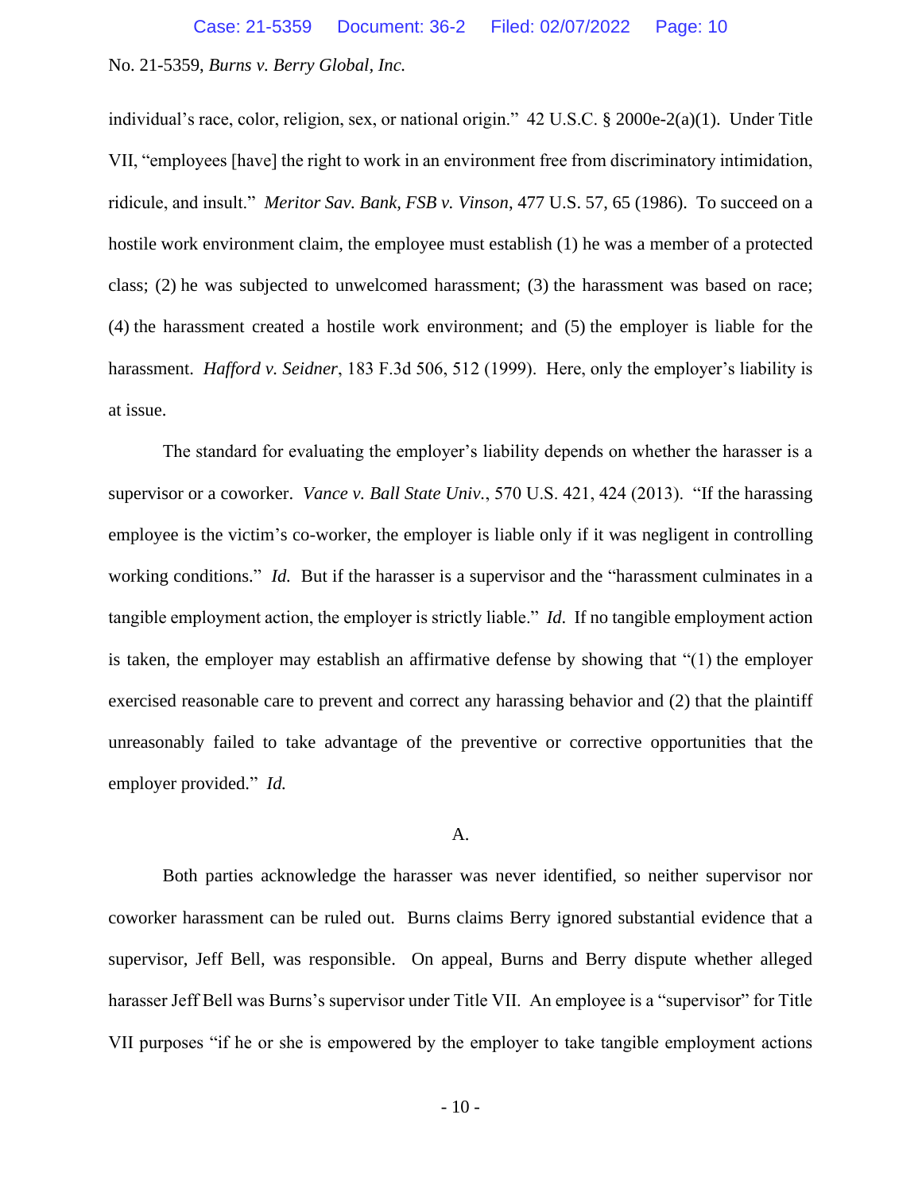individual's race, color, religion, sex, or national origin." 42 U.S.C. § 2000e-2(a)(1). Under Title VII, "employees [have] the right to work in an environment free from discriminatory intimidation, ridicule, and insult." *Meritor Sav. Bank, FSB v. Vinson*, 477 U.S. 57, 65 (1986). To succeed on a hostile work environment claim, the employee must establish (1) he was a member of a protected class; (2) he was subjected to unwelcomed harassment; (3) the harassment was based on race; (4) the harassment created a hostile work environment; and (5) the employer is liable for the harassment. *Hafford v. Seidner*, 183 F.3d 506, 512 (1999). Here, only the employer's liability is at issue.

The standard for evaluating the employer's liability depends on whether the harasser is a supervisor or a coworker. *Vance v. Ball State Univ.*, 570 U.S. 421, 424 (2013). "If the harassing employee is the victim's co-worker, the employer is liable only if it was negligent in controlling working conditions." *Id.* But if the harasser is a supervisor and the "harassment culminates in a tangible employment action, the employer is strictly liable." *Id*. If no tangible employment action is taken, the employer may establish an affirmative defense by showing that "(1) the employer exercised reasonable care to prevent and correct any harassing behavior and (2) that the plaintiff unreasonably failed to take advantage of the preventive or corrective opportunities that the employer provided." *Id.*

## A.

Both parties acknowledge the harasser was never identified, so neither supervisor nor coworker harassment can be ruled out. Burns claims Berry ignored substantial evidence that a supervisor, Jeff Bell, was responsible. On appeal, Burns and Berry dispute whether alleged harasser Jeff Bell was Burns's supervisor under Title VII. An employee is a "supervisor" for Title VII purposes "if he or she is empowered by the employer to take tangible employment actions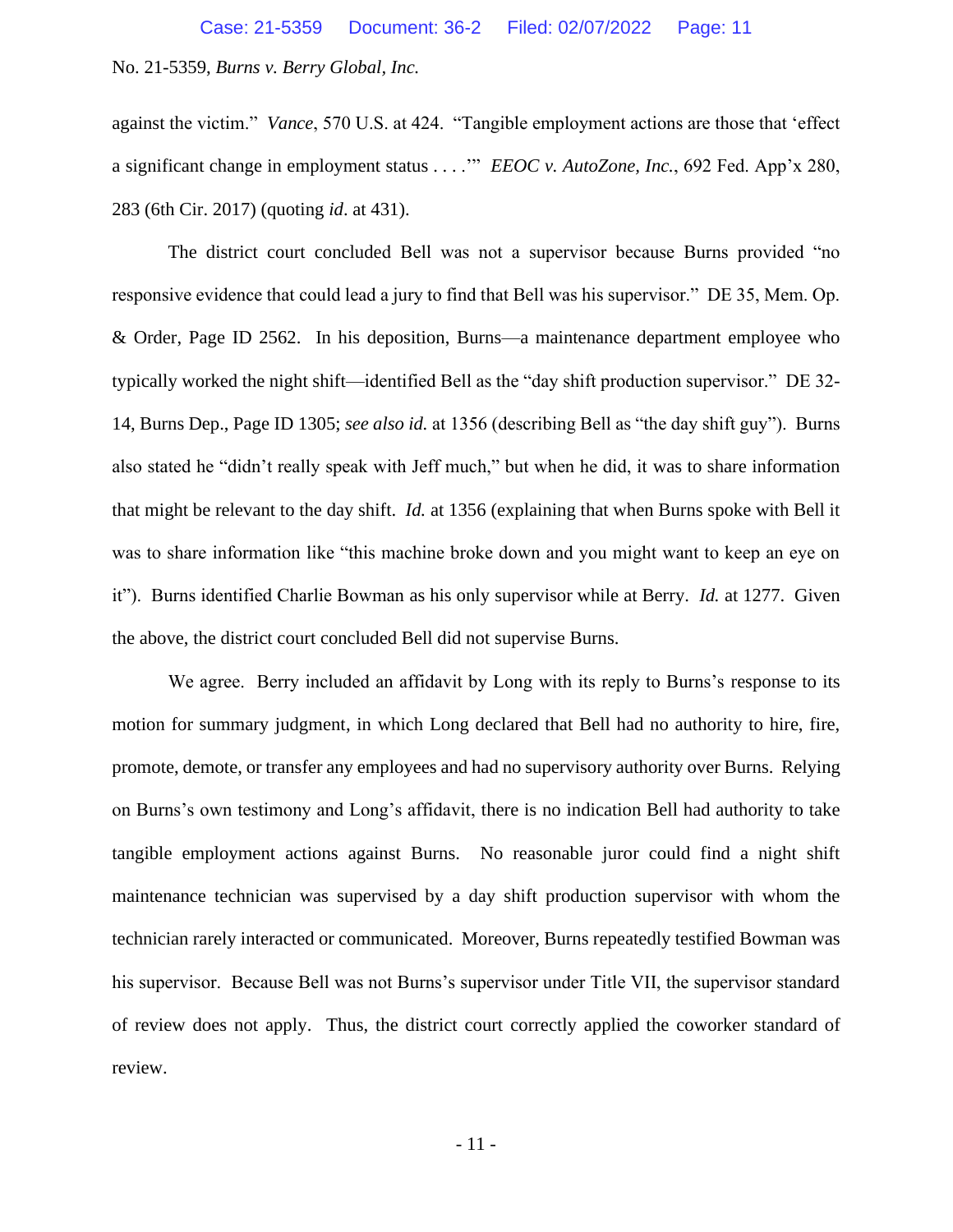against the victim." *Vance*, 570 U.S. at 424. "Tangible employment actions are those that 'effect a significant change in employment status . . . .'" *EEOC v. AutoZone, Inc.*, 692 Fed. App'x 280, 283 (6th Cir. 2017) (quoting *id*. at 431).

The district court concluded Bell was not a supervisor because Burns provided "no responsive evidence that could lead a jury to find that Bell was his supervisor." DE 35, Mem. Op. & Order, Page ID 2562. In his deposition, Burns—a maintenance department employee who typically worked the night shift—identified Bell as the "day shift production supervisor." DE 32-14, Burns Dep., Page ID 1305; *see also id.* at 1356 (describing Bell as "the day shift guy"). Burns also stated he "didn't really speak with Jeff much," but when he did, it was to share information that might be relevant to the day shift. *Id.* at 1356 (explaining that when Burns spoke with Bell it was to share information like "this machine broke down and you might want to keep an eye on it"). Burns identified Charlie Bowman as his only supervisor while at Berry. *Id.* at 1277. Given the above, the district court concluded Bell did not supervise Burns.

We agree. Berry included an affidavit by Long with its reply to Burns's response to its motion for summary judgment, in which Long declared that Bell had no authority to hire, fire, promote, demote, or transfer any employees and had no supervisory authority over Burns. Relying on Burns's own testimony and Long's affidavit, there is no indication Bell had authority to take tangible employment actions against Burns. No reasonable juror could find a night shift maintenance technician was supervised by a day shift production supervisor with whom the technician rarely interacted or communicated. Moreover, Burns repeatedly testified Bowman was his supervisor. Because Bell was not Burns's supervisor under Title VII, the supervisor standard of review does not apply. Thus, the district court correctly applied the coworker standard of review.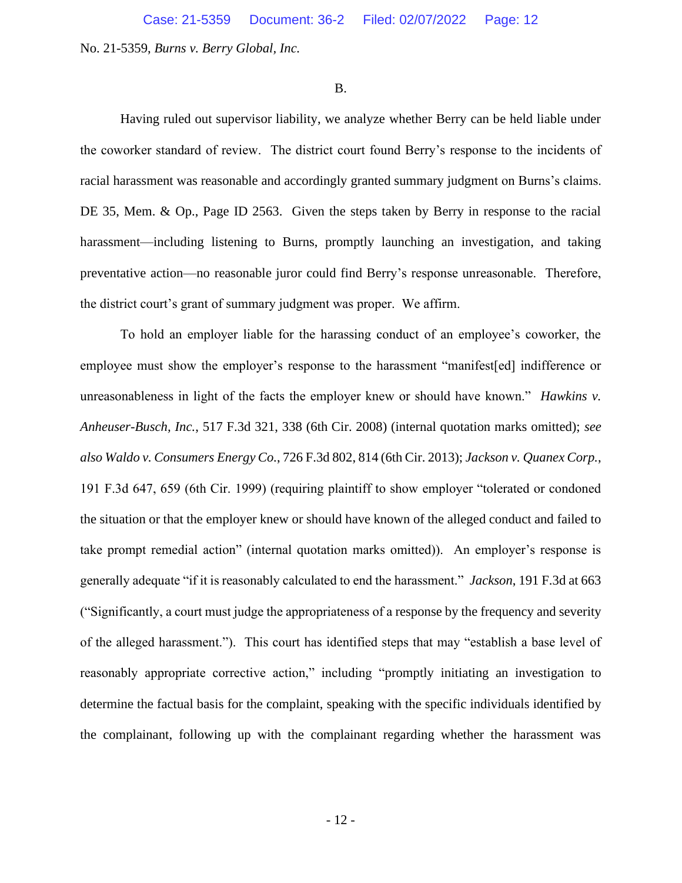B.

Having ruled out supervisor liability, we analyze whether Berry can be held liable under the coworker standard of review. The district court found Berry's response to the incidents of racial harassment was reasonable and accordingly granted summary judgment on Burns's claims. DE 35, Mem. & Op., Page ID 2563. Given the steps taken by Berry in response to the racial harassment—including listening to Burns, promptly launching an investigation, and taking preventative action—no reasonable juror could find Berry's response unreasonable. Therefore, the district court's grant of summary judgment was proper. We affirm.

To hold an employer liable for the harassing conduct of an employee's coworker, the employee must show the employer's response to the harassment "manifest[ed] indifference or unreasonableness in light of the facts the employer knew or should have known." *Hawkins v. Anheuser-Busch, Inc.*, 517 F.3d 321, 338 (6th Cir. 2008) (internal quotation marks omitted); *see also Waldo v. Consumers Energy Co.*, 726 F.3d 802, 814 (6th Cir. 2013); *Jackson v. Quanex Corp.*, 191 F.3d 647, 659 (6th Cir. 1999) (requiring plaintiff to show employer "tolerated or condoned the situation or that the employer knew or should have known of the alleged conduct and failed to take prompt remedial action" (internal quotation marks omitted)). An employer's response is generally adequate "if it is reasonably calculated to end the harassment." *Jackson*, 191 F.3d at 663 ("Significantly, a court must judge the appropriateness of a response by the frequency and severity of the alleged harassment."). This court has identified steps that may "establish a base level of reasonably appropriate corrective action," including "promptly initiating an investigation to determine the factual basis for the complaint, speaking with the specific individuals identified by the complainant, following up with the complainant regarding whether the harassment was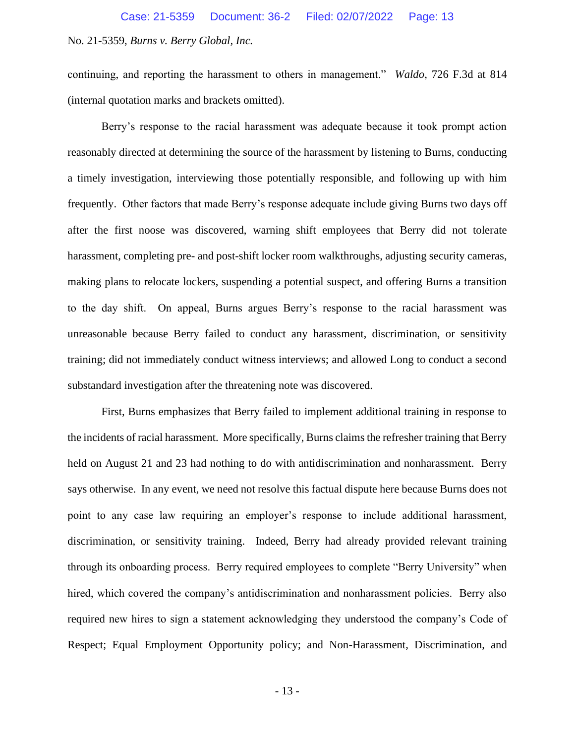continuing, and reporting the harassment to others in management." *Waldo*, 726 F.3d at 814 (internal quotation marks and brackets omitted).

Berry's response to the racial harassment was adequate because it took prompt action reasonably directed at determining the source of the harassment by listening to Burns, conducting a timely investigation, interviewing those potentially responsible, and following up with him frequently. Other factors that made Berry's response adequate include giving Burns two days off after the first noose was discovered, warning shift employees that Berry did not tolerate harassment, completing pre- and post-shift locker room walkthroughs, adjusting security cameras, making plans to relocate lockers, suspending a potential suspect, and offering Burns a transition to the day shift. On appeal, Burns argues Berry's response to the racial harassment was unreasonable because Berry failed to conduct any harassment, discrimination, or sensitivity training; did not immediately conduct witness interviews; and allowed Long to conduct a second substandard investigation after the threatening note was discovered.

First, Burns emphasizes that Berry failed to implement additional training in response to the incidents of racial harassment. More specifically, Burns claims the refresher training that Berry held on August 21 and 23 had nothing to do with antidiscrimination and nonharassment. Berry says otherwise. In any event, we need not resolve this factual dispute here because Burns does not point to any case law requiring an employer's response to include additional harassment, discrimination, or sensitivity training. Indeed, Berry had already provided relevant training through its onboarding process. Berry required employees to complete "Berry University" when hired, which covered the company's antidiscrimination and nonharassment policies. Berry also required new hires to sign a statement acknowledging they understood the company's Code of Respect; Equal Employment Opportunity policy; and Non-Harassment, Discrimination, and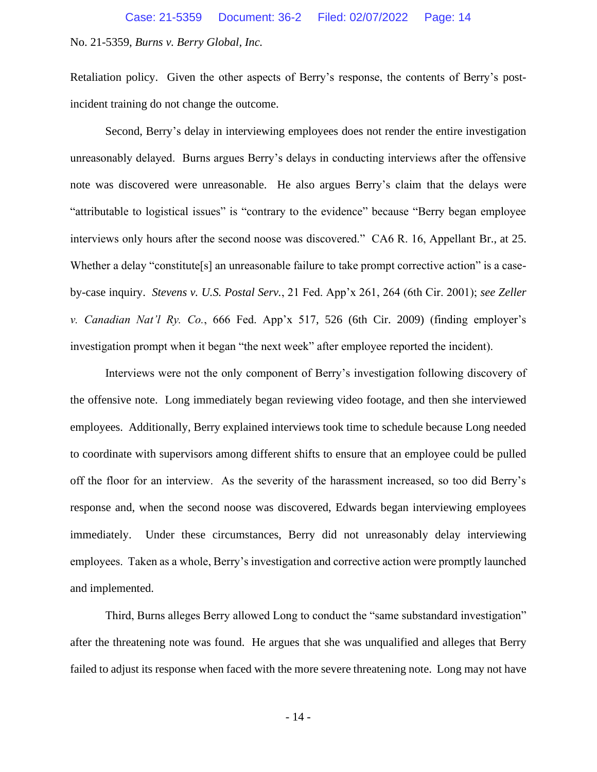Retaliation policy. Given the other aspects of Berry's response, the contents of Berry's post-incident training do not change the outcome.

Second, Berry's delay in interviewing employees does not render the entire investigation unreasonably delayed. Burns argues Berry's delays in conducting interviews after the offensive note was discovered were unreasonable. He also argues Berry's claim that the delays were "attributable to logistical issues" is "contrary to the evidence" because "Berry began employee interviews only hours after the second noose was discovered." CA6 R. 16, Appellant Br., at 25. Whether a delay "constitute[s] an unreasonable failure to take prompt corrective action" is a case-by-case inquiry. *Stevens v. U.S. Postal Serv.*, 21 Fed. App'x 261, 264 (6th Cir. 2001); *see Zeller v. Canadian Nat'l Ry. Co.*, 666 Fed. App'x 517, 526 (6th Cir. 2009) (finding employer's investigation prompt when it began "the next week" after employee reported the incident).

Interviews were not the only component of Berry's investigation following discovery of the offensive note. Long immediately began reviewing video footage, and then she interviewed employees. Additionally, Berry explained interviews took time to schedule because Long needed to coordinate with supervisors among different shifts to ensure that an employee could be pulled off the floor for an interview. As the severity of the harassment increased, so too did Berry's response and, when the second noose was discovered, Edwards began interviewing employees immediately. Under these circumstances, Berry did not unreasonably delay interviewing employees. Taken as a whole, Berry's investigation and corrective action were promptly launched and implemented.

Third, Burns alleges Berry allowed Long to conduct the "same substandard investigation" after the threatening note was found. He argues that she was unqualified and alleges that Berry failed to adjust its response when faced with the more severe threatening note. Long may not have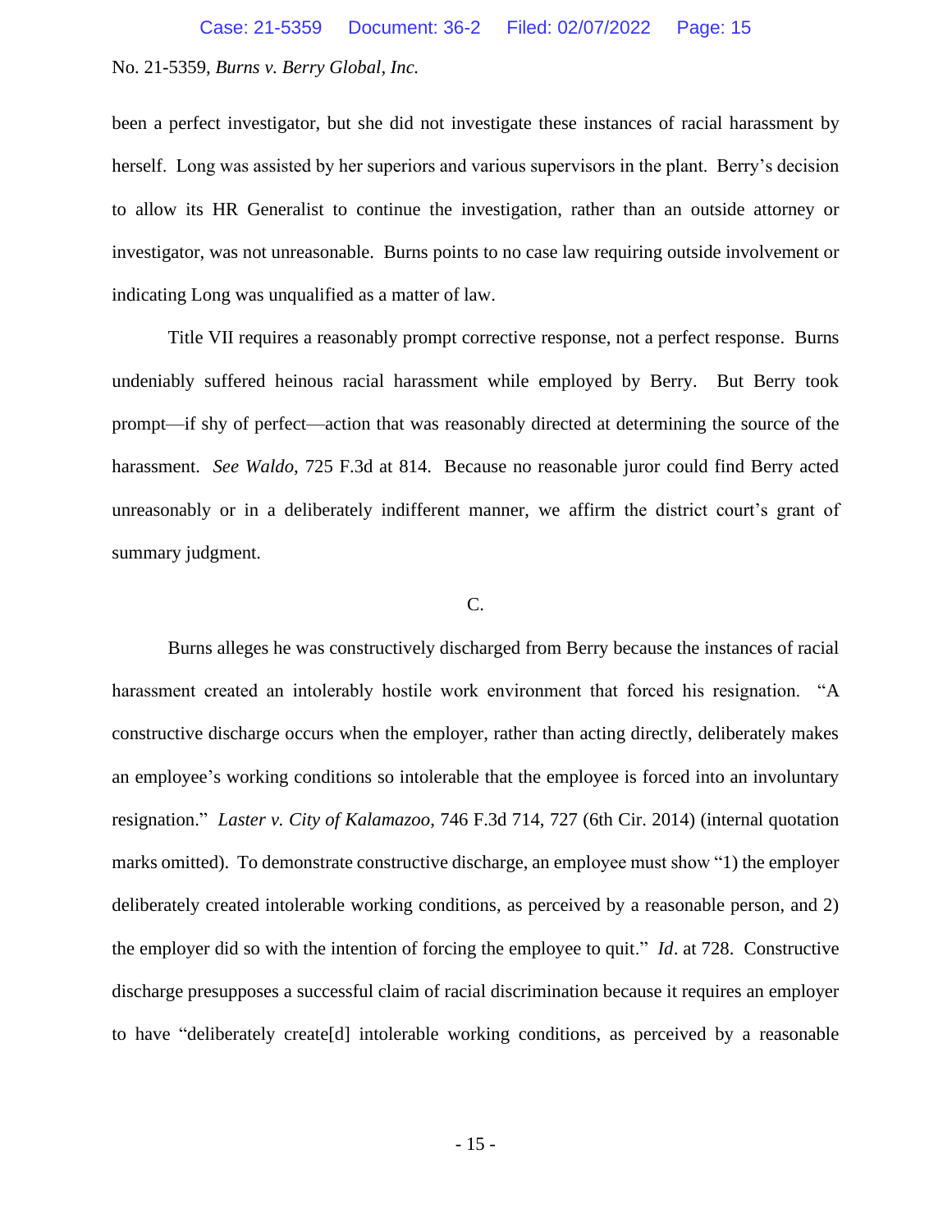been a perfect investigator, but she did not investigate these instances of racial harassment by herself. Long was assisted by her superiors and various supervisors in the plant. Berry's decision to allow its HR Generalist to continue the investigation, rather than an outside attorney or investigator, was not unreasonable. Burns points to no case law requiring outside involvement or indicating Long was unqualified as a matter of law.

Title VII requires a reasonably prompt corrective response, not a perfect response. Burns undeniably suffered heinous racial harassment while employed by Berry. But Berry took prompt—if shy of perfect—action that was reasonably directed at determining the source of the harassment. *See Waldo*, 725 F.3d at 814. Because no reasonable juror could find Berry acted unreasonably or in a deliberately indifferent manner, we affirm the district court's grant of summary judgment.

C.

Burns alleges he was constructively discharged from Berry because the instances of racial harassment created an intolerably hostile work environment that forced his resignation. "A constructive discharge occurs when the employer, rather than acting directly, deliberately makes an employee's working conditions so intolerable that the employee is forced into an involuntary resignation." *Laster v. City of Kalamazoo*, 746 F.3d 714, 727 (6th Cir. 2014) (internal quotation marks omitted). To demonstrate constructive discharge, an employee must show "1) the employer deliberately created intolerable working conditions, as perceived by a reasonable person, and 2) the employer did so with the intention of forcing the employee to quit." *Id*. at 728. Constructive discharge presupposes a successful claim of racial discrimination because it requires an employer to have "deliberately create[d] intolerable working conditions, as perceived by a reasonable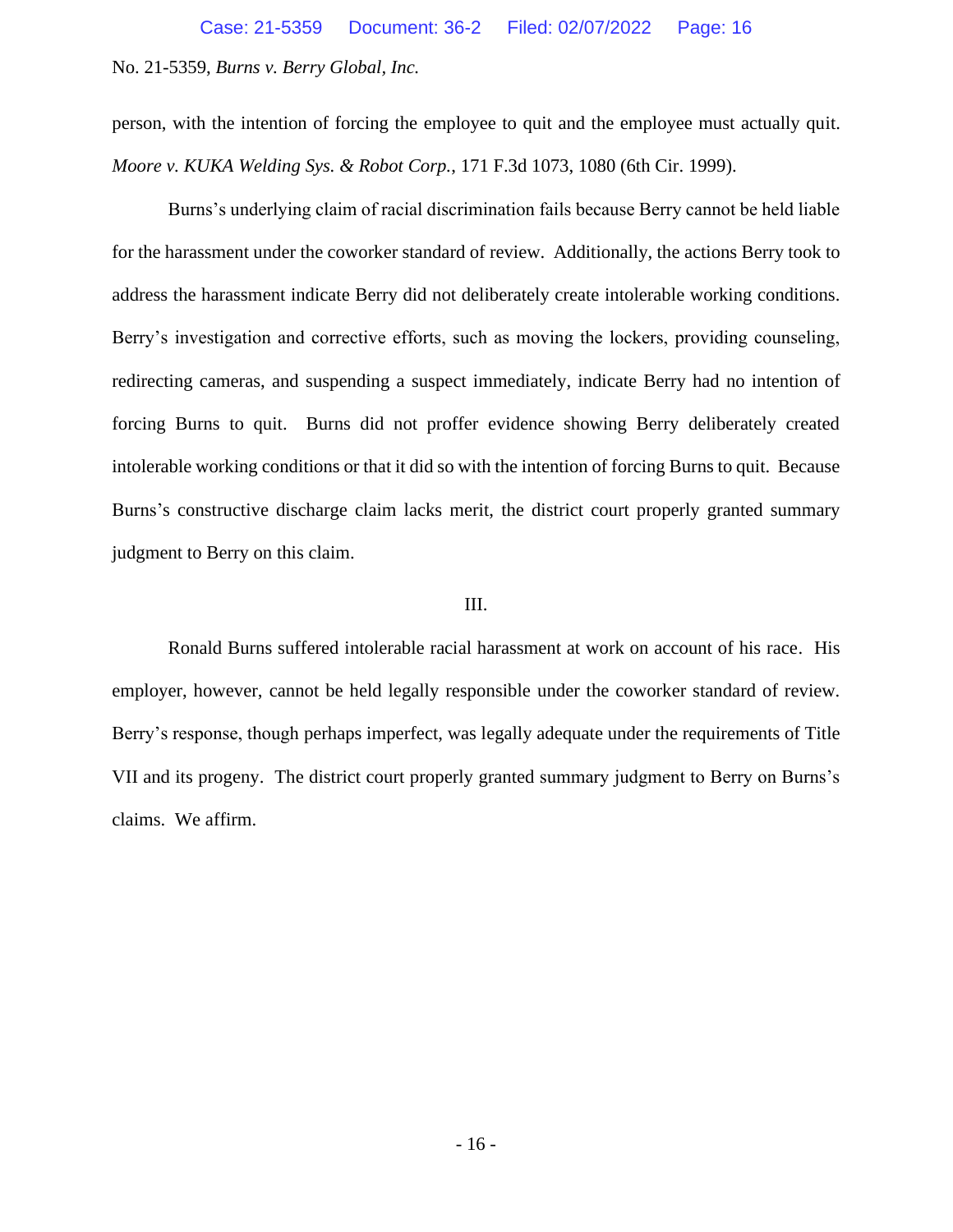person, with the intention of forcing the employee to quit and the employee must actually quit. *Moore v. KUKA Welding Sys. & Robot Corp.*, 171 F.3d 1073, 1080 (6th Cir. 1999).

Burns's underlying claim of racial discrimination fails because Berry cannot be held liable for the harassment under the coworker standard of review. Additionally, the actions Berry took to address the harassment indicate Berry did not deliberately create intolerable working conditions. Berry's investigation and corrective efforts, such as moving the lockers, providing counseling, redirecting cameras, and suspending a suspect immediately, indicate Berry had no intention of forcing Burns to quit. Burns did not proffer evidence showing Berry deliberately created intolerable working conditions or that it did so with the intention of forcing Burns to quit. Because Burns's constructive discharge claim lacks merit, the district court properly granted summary judgment to Berry on this claim.

## III.

Ronald Burns suffered intolerable racial harassment at work on account of his race. His employer, however, cannot be held legally responsible under the coworker standard of review. Berry's response, though perhaps imperfect, was legally adequate under the requirements of Title VII and its progeny. The district court properly granted summary judgment to Berry on Burns's claims. We affirm.